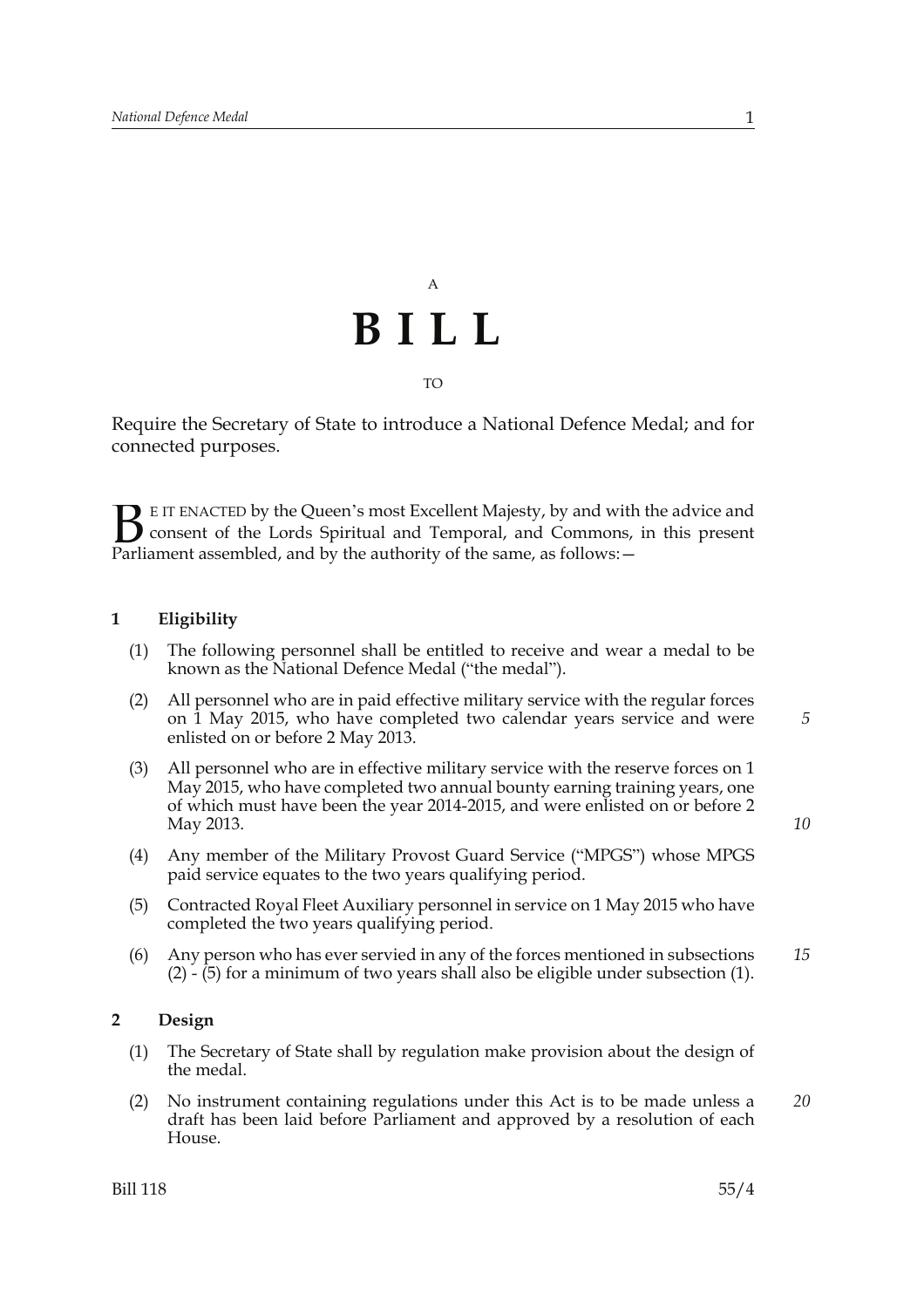A

# BILL

TO

Require the Secretary of State to introduce a National Defence Medal; and for connected purposes.

BE IT ENACTED by the Queen's most Excellent Majesty, by and with the advice and consent of the Lords Spiritual and Temporal, and Commons, in this present Parliament assembled, and by the authority of the same, as follows:—

## 1 Eligibility

(1) The following personnel shall be entitled to receive and wear a medal to be known as the National Defence Medal ("the medal").

(2) All personnel who are in paid effective military service with the regular forces on 1 May 2015, who have completed two calendar years service and were enlisted on or before 2 May 2013.

(3) All personnel who are in effective military service with the reserve forces on 1 May 2015, who have completed two annual bounty earning training years, one of which must have been the year 2014-2015, and were enlisted on or before 2 May 2013.

(4) Any member of the Military Provost Guard Service ("MPGS") whose MPGS paid service equates to the two years qualifying period.

(5) Contracted Royal Fleet Auxiliary personnel in service on 1 May 2015 who have completed the two years qualifying period.

(6) Any person who has ever servied in any of the forces mentioned in subsections (2) - (5) for a minimum of two years shall also be eligible under subsection (1).

## 2 Design

(1) The Secretary of State shall by regulation make provision about the design of the medal.

(2) No instrument containing regulations under this Act is to be made unless a draft has been laid before Parliament and approved by a resolution of each House.

Bill 118 55/4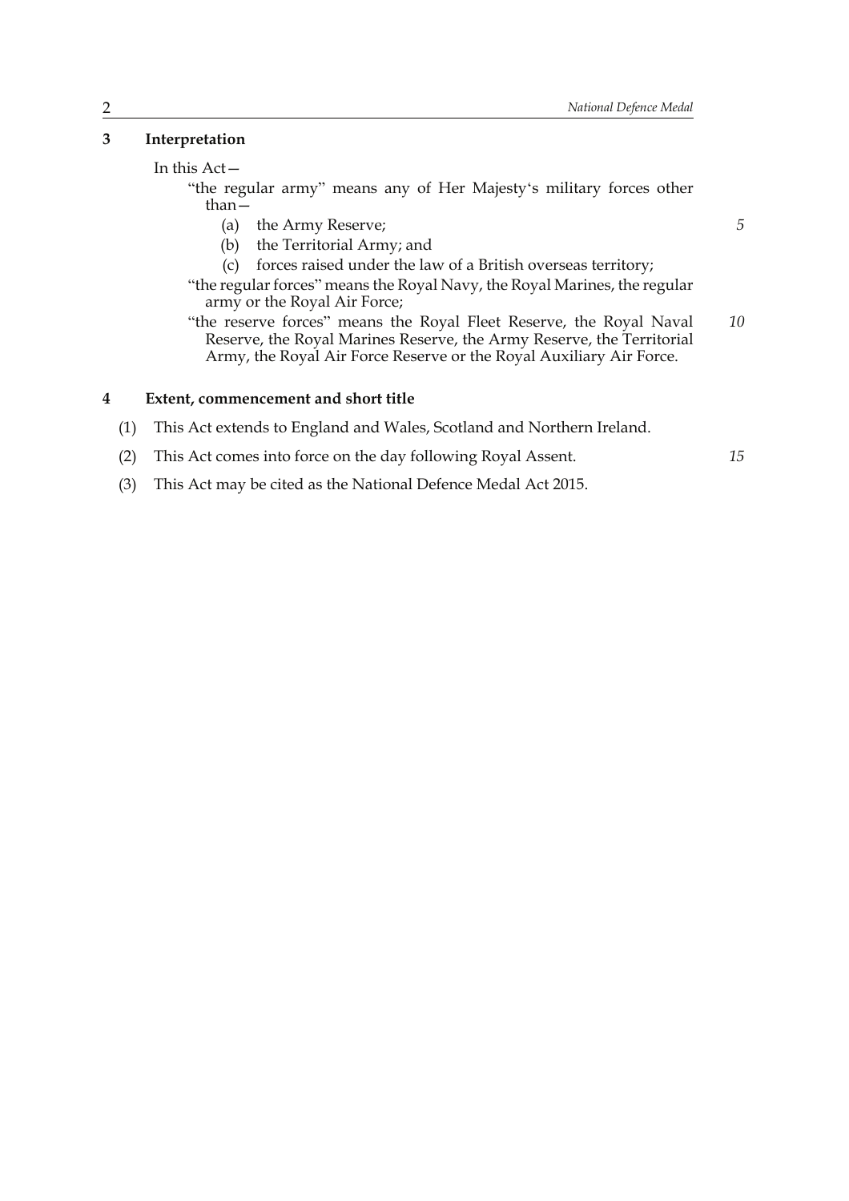## 3 Interpretation

In this Act—

"the regular army" means any of Her Majesty's military forces other than—

(a) the Army Reserve;

(b) the Territorial Army; and

(c) forces raised under the law of a British overseas territory;

"the regular forces" means the Royal Navy, the Royal Marines, the regular army or the Royal Air Force;

"the reserve forces" means the Royal Fleet Reserve, the Royal Naval Reserve, the Royal Marines Reserve, the Army Reserve, the Territorial Army, the Royal Air Force Reserve or the Royal Auxiliary Air Force.

## 4 Extent, commencement and short title

(1) This Act extends to England and Wales, Scotland and Northern Ireland.

(2) This Act comes into force on the day following Royal Assent.

(3) This Act may be cited as the National Defence Medal Act 2015.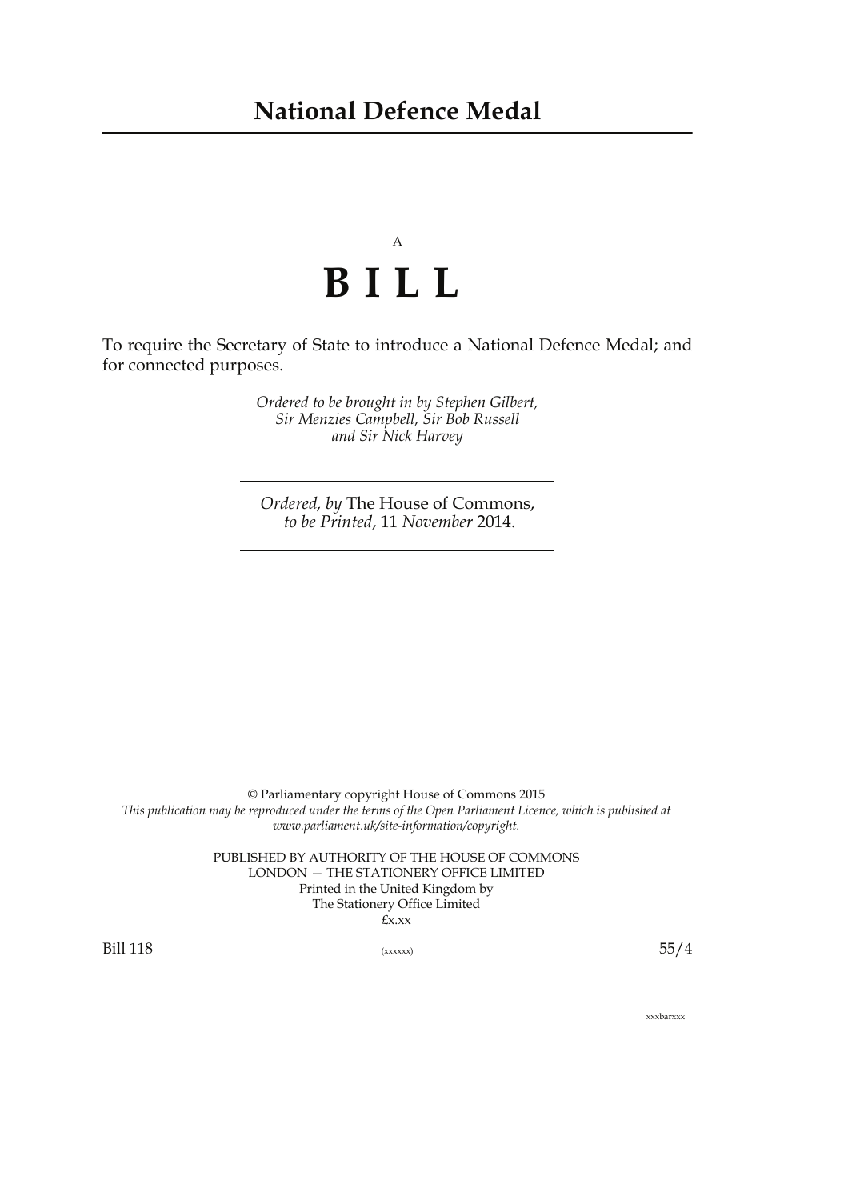# National Defence Medal

A

# B I L L

To require the Secretary of State to introduce a National Defence Medal; and for connected purposes.

*Ordered to be brought in by Stephen Gilbert, Sir Menzies Campbell, Sir Bob Russell and Sir Nick Harvey*

*Ordered, by* The House of Commons, *to be Printed*, 11 *November* 2014.

© Parliamentary copyright House of Commons 2015
*This publication may be reproduced under the terms of the Open Parliament Licence, which is published at www.parliament.uk/site-information/copyright.*

PUBLISHED BY AUTHORITY OF THE HOUSE OF COMMONS
LONDON — THE STATIONERY OFFICE LIMITED
Printed in the United Kingdom by
The Stationery Office Limited
£x.xx

Bill 118 (xxxxxx) 55/4

xxxbarxxx